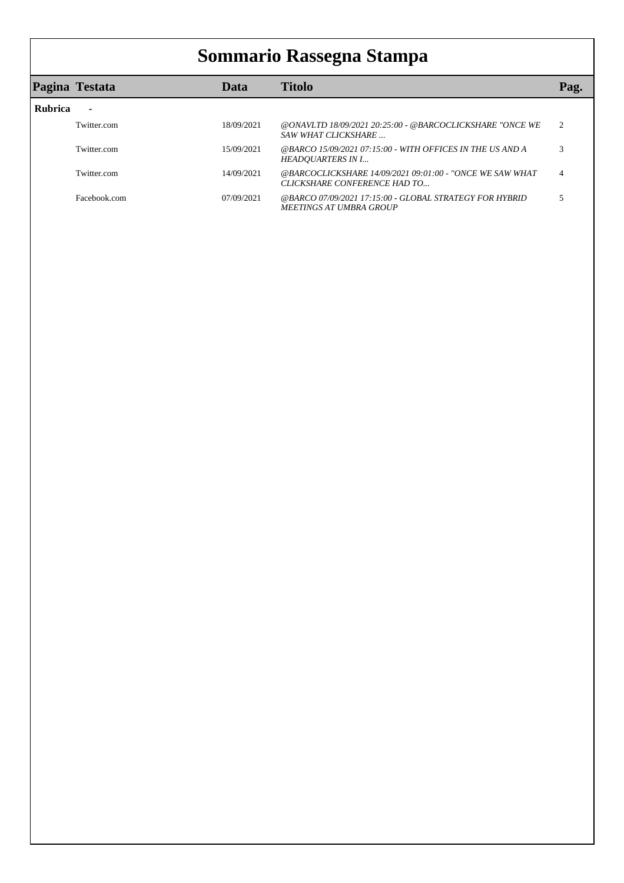# Sommario Rassegna Stampa

| Pagina | Testata | Data | Titolo | Pag. |
|---|---|---|---|---|
| **Rubrica** | **-** | | | |
| | Twitter.com | 18/09/2021 | *@ONAVLTD 18/09/2021 20:25:00 - @BARCOCLICKSHARE "ONCE WE SAW WHAT CLICKSHARE ...* | 2 |
| | Twitter.com | 15/09/2021 | *@BARCO 15/09/2021 07:15:00 - WITH OFFICES IN THE US AND A HEADQUARTERS IN I...* | 3 |
| | Twitter.com | 14/09/2021 | *@BARCOCLICKSHARE 14/09/2021 09:01:00 - "ONCE WE SAW WHAT CLICKSHARE CONFERENCE HAD TO...* | 4 |
| | Facebook.com | 07/09/2021 | *@BARCO 07/09/2021 17:15:00 - GLOBAL STRATEGY FOR HYBRID MEETINGS AT UMBRA GROUP* | 5 |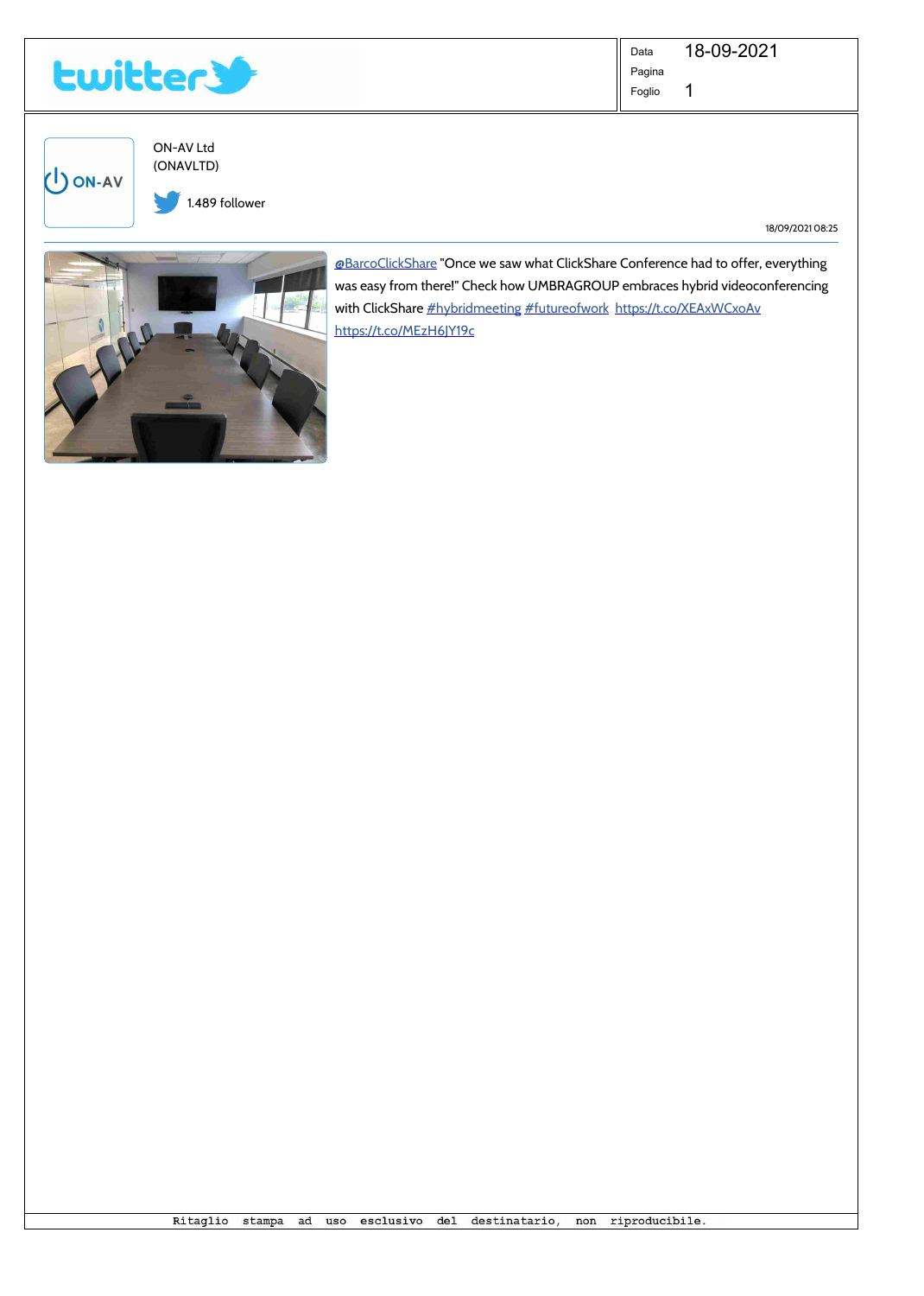ON-AV Ltd
(ONAVLTD)

1.489 follower

18/09/2021 08:25

@BarcoClickShare "Once we saw what ClickShare Conference had to offer, everything was easy from there!" Check how UMBRAGROUP embraces hybrid videoconferencing with ClickShare #hybridmeeting #futureofwork https://t.co/XEAxWCxoAv https://t.co/MEzH6JY19c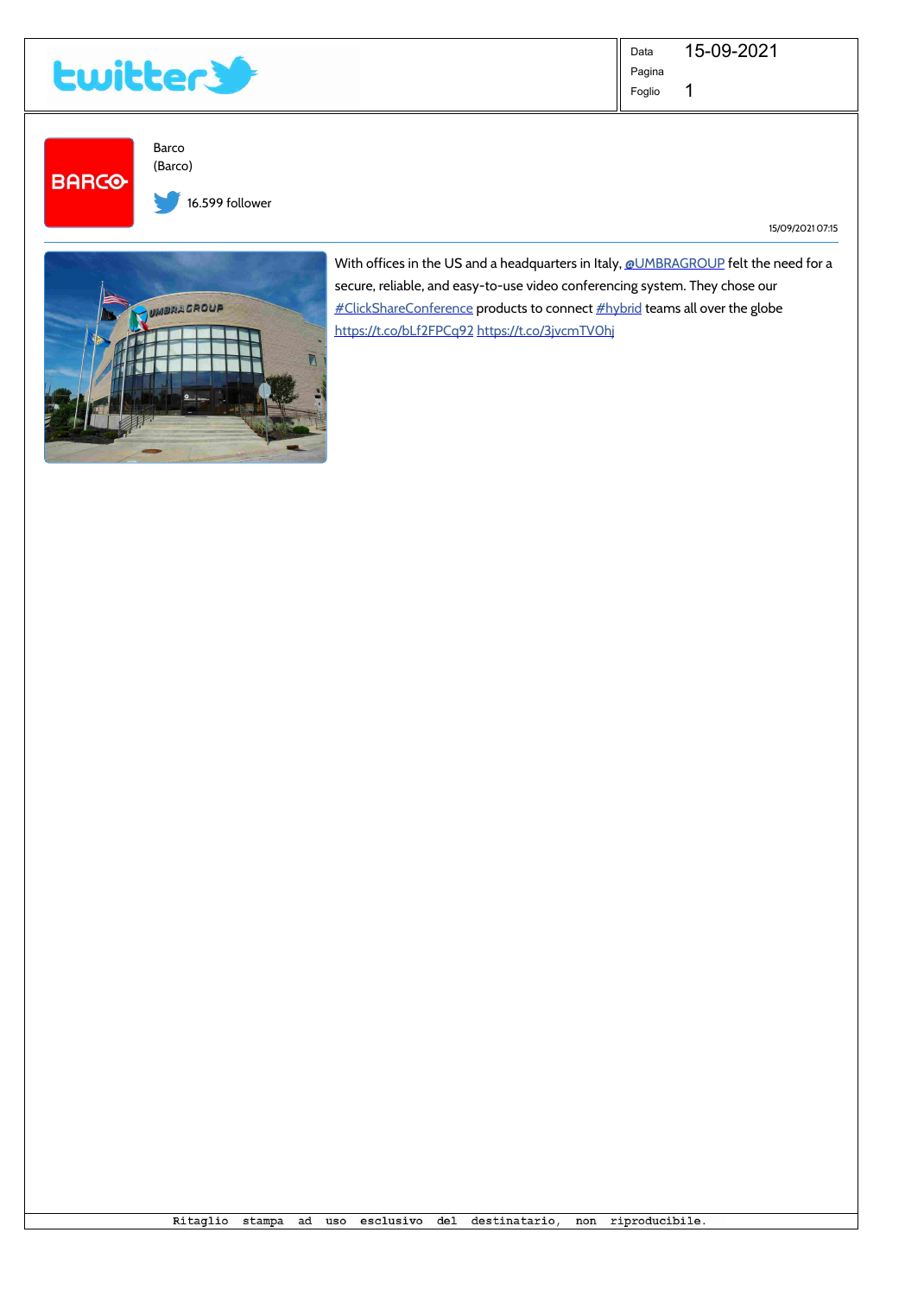Data 15-09-2021
Pagina
Foglio 1

Barco
(Barco)

16.599 follower

15/09/2021 07:15

With offices in the US and a headquarters in Italy, @UMBRAGROUP felt the need for a secure, reliable, and easy-to-use video conferencing system. They chose our #ClickShareConference products to connect #hybrid teams all over the globe https://t.co/bLf2FPCq92 https://t.co/3jvcmTVOhj

Ritaglio stampa ad uso esclusivo del destinatario, non riproducibile.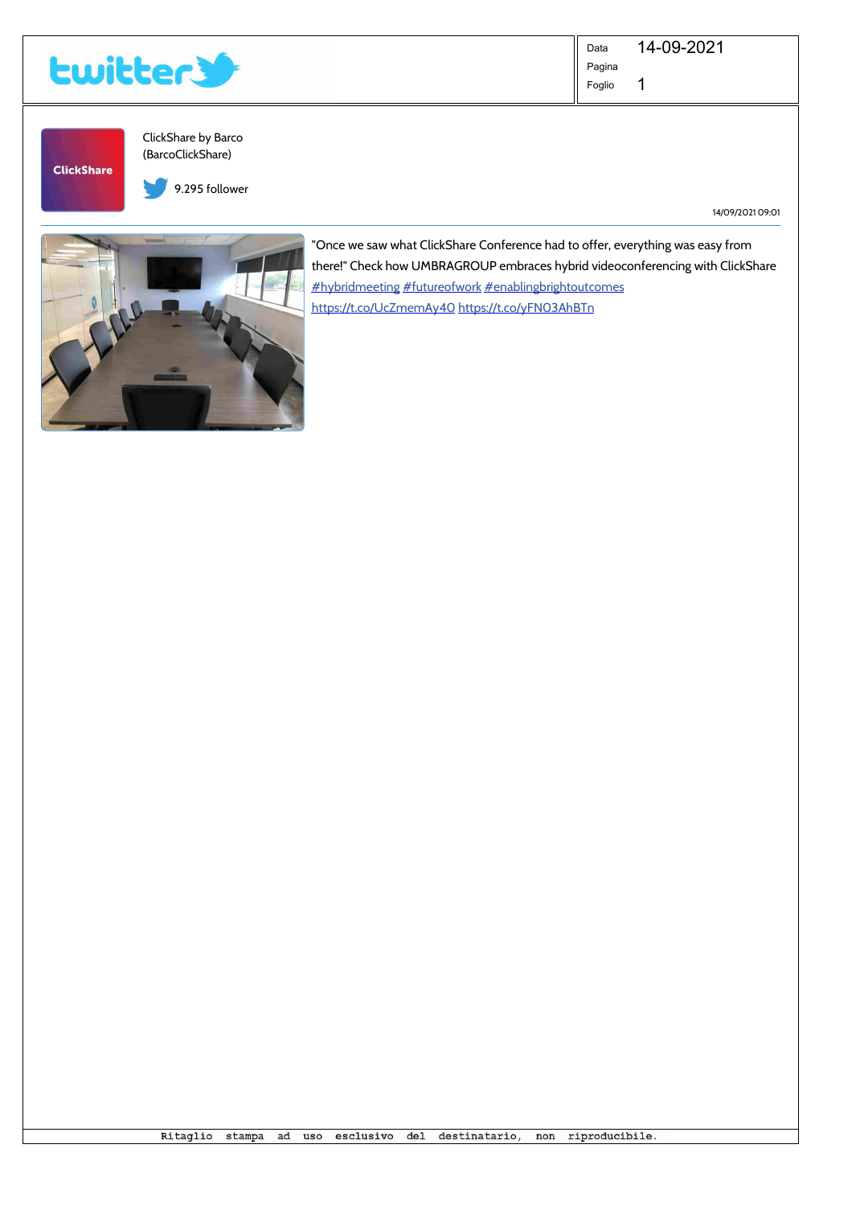ClickShare by Barco
(BarcoClickShare)

9.295 follower

14/09/2021 09:01

"Once we saw what ClickShare Conference had to offer, everything was easy from there!" Check how UMBRAGROUP embraces hybrid videoconferencing with ClickShare #hybridmeeting #futureofwork #enablingbrightoutcomes https://t.co/UcZmemAy4O https://t.co/yFNO3AhBTn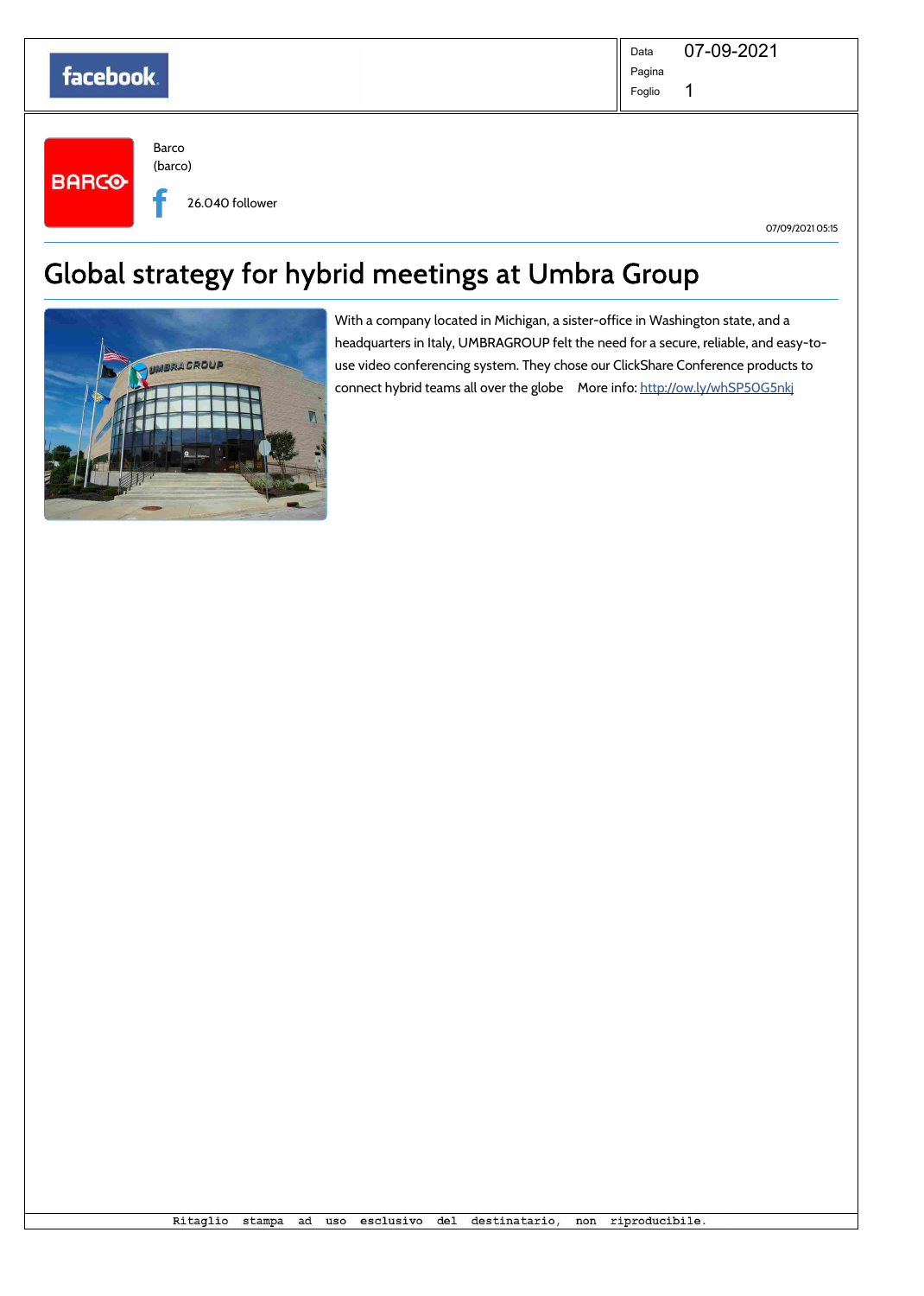Data 07-09-2021
Pagina
Foglio 1

Barco
(barco)

26.040 follower

07/09/2021 05:15

# Global strategy for hybrid meetings at Umbra Group

With a company located in Michigan, a sister-office in Washington state, and a headquarters in Italy, UMBRAGROUP felt the need for a secure, reliable, and easy-to-use video conferencing system. They chose our ClickShare Conference products to connect hybrid teams all over the globe More info: http://ow.ly/whSP50G5nkj

Ritaglio stampa ad uso esclusivo del destinatario, non riproducibile.